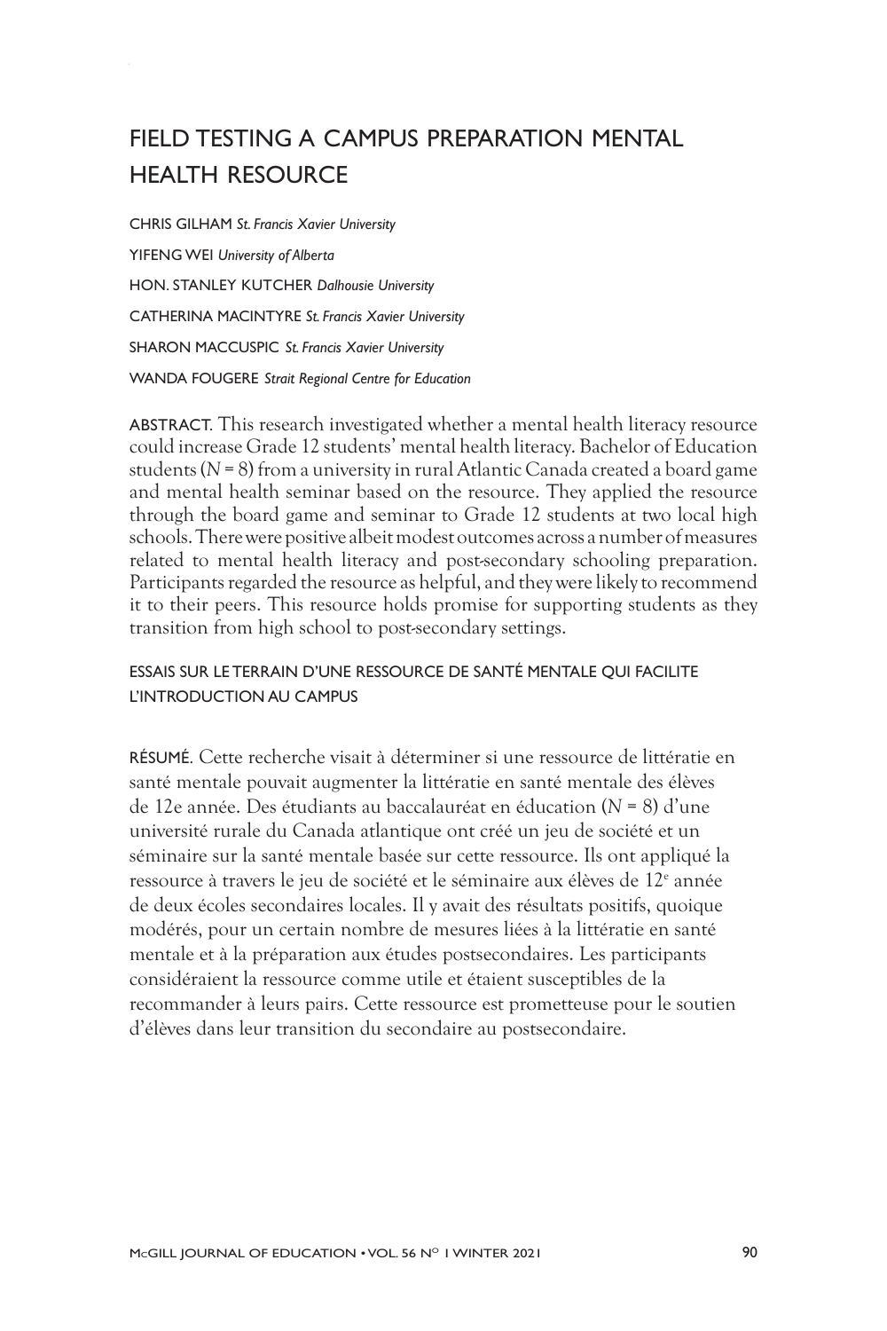# FIELD TESTING A CAMPUS PREPARATION MENTAL HEALTH RESOURCE

CHRIS GILHAM *St. Francis Xavier University*

YIFENG WEI *University of Alberta*

HON. STANLEY KUTCHER *Dalhousie University*

CATHERINA MACINTYRE *St. Francis Xavier University*

SHARON MACCUSPIC *St. Francis Xavier University*

WANDA FOUGERE *Strait Regional Centre for Education*

ABSTRACT. This research investigated whether a mental health literacy resource could increase Grade 12 students' mental health literacy. Bachelor of Education students (*N* = 8) from a university in rural Atlantic Canada created a board game and mental health seminar based on the resource. They applied the resource through the board game and seminar to Grade 12 students at two local high schools. There were positive albeit modest outcomes across a number of measures related to mental health literacy and post-secondary schooling preparation. Participants regarded the resource as helpful, and they were likely to recommend it to their peers. This resource holds promise for supporting students as they transition from high school to post-secondary settings.

## ESSAIS SUR LE TERRAIN D'UNE RESSOURCE DE SANTÉ MENTALE QUI FACILITE L'INTRODUCTION AU CAMPUS

RÉSUMÉ. Cette recherche visait à déterminer si une ressource de littératie en santé mentale pouvait augmenter la littératie en santé mentale des élèves de 12e année. Des étudiants au baccalauréat en éducation (*N* = 8) d'une université rurale du Canada atlantique ont créé un jeu de société et un séminaire sur la santé mentale basée sur cette ressource. Ils ont appliqué la ressource à travers le jeu de société et le séminaire aux élèves de 12e année de deux écoles secondaires locales. Il y avait des résultats positifs, quoique modérés, pour un certain nombre de mesures liées à la littératie en santé mentale et à la préparation aux études postsecondaires. Les participants considéraient la ressource comme utile et étaient susceptibles de la recommander à leurs pairs. Cette ressource est prometteuse pour le soutien d'élèves dans leur transition du secondaire au postsecondaire.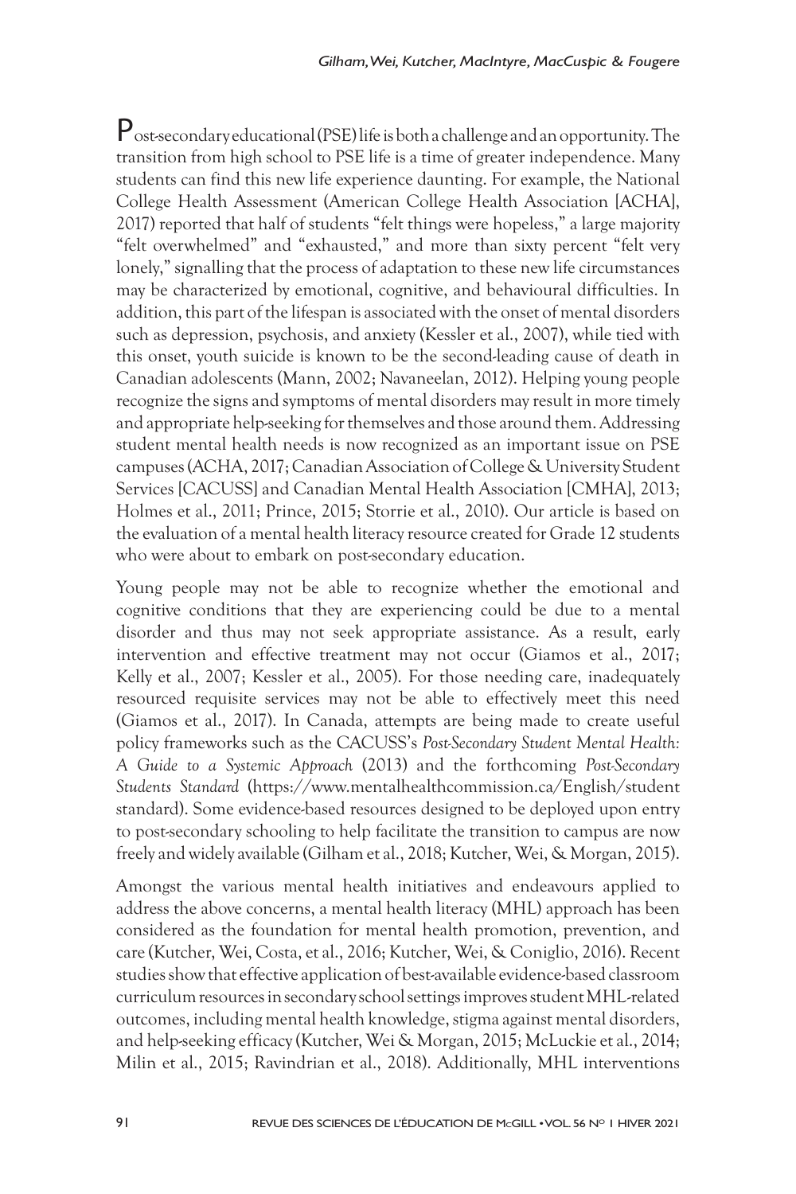Post-secondary educational (PSE) life is both a challenge and an opportunity. The transition from high school to PSE life is a time of greater independence. Many students can find this new life experience daunting. For example, the National College Health Assessment (American College Health Association [ACHA], 2017) reported that half of students "felt things were hopeless," a large majority "felt overwhelmed" and "exhausted," and more than sixty percent "felt very lonely," signalling that the process of adaptation to these new life circumstances may be characterized by emotional, cognitive, and behavioural difficulties. In addition, this part of the lifespan is associated with the onset of mental disorders such as depression, psychosis, and anxiety (Kessler et al., 2007), while tied with this onset, youth suicide is known to be the second-leading cause of death in Canadian adolescents (Mann, 2002; Navaneelan, 2012). Helping young people recognize the signs and symptoms of mental disorders may result in more timely and appropriate help-seeking for themselves and those around them. Addressing student mental health needs is now recognized as an important issue on PSE campuses (ACHA, 2017; Canadian Association of College & University Student Services [CACUSS] and Canadian Mental Health Association [CMHA], 2013; Holmes et al., 2011; Prince, 2015; Storrie et al., 2010). Our article is based on the evaluation of a mental health literacy resource created for Grade 12 students who were about to embark on post-secondary education.

Young people may not be able to recognize whether the emotional and cognitive conditions that they are experiencing could be due to a mental disorder and thus may not seek appropriate assistance. As a result, early intervention and effective treatment may not occur (Giamos et al., 2017; Kelly et al., 2007; Kessler et al., 2005). For those needing care, inadequately resourced requisite services may not be able to effectively meet this need (Giamos et al., 2017). In Canada, attempts are being made to create useful policy frameworks such as the CACUSS's *Post-Secondary Student Mental Health: A Guide to a Systemic Approach* (2013) and the forthcoming *Post-Secondary Students Standard* (https://www.mentalhealthcommission.ca/English/studentstandard). Some evidence-based resources designed to be deployed upon entry to post-secondary schooling to help facilitate the transition to campus are now freely and widely available (Gilham et al., 2018; Kutcher, Wei, & Morgan, 2015).

Amongst the various mental health initiatives and endeavours applied to address the above concerns, a mental health literacy (MHL) approach has been considered as the foundation for mental health promotion, prevention, and care (Kutcher, Wei, Costa, et al., 2016; Kutcher, Wei, & Coniglio, 2016). Recent studies show that effective application of best-available evidence-based classroom curriculum resources in secondary school settings improves student MHL-related outcomes, including mental health knowledge, stigma against mental disorders, and help-seeking efficacy (Kutcher, Wei & Morgan, 2015; McLuckie et al., 2014; Milin et al., 2015; Ravindrian et al., 2018). Additionally, MHL interventions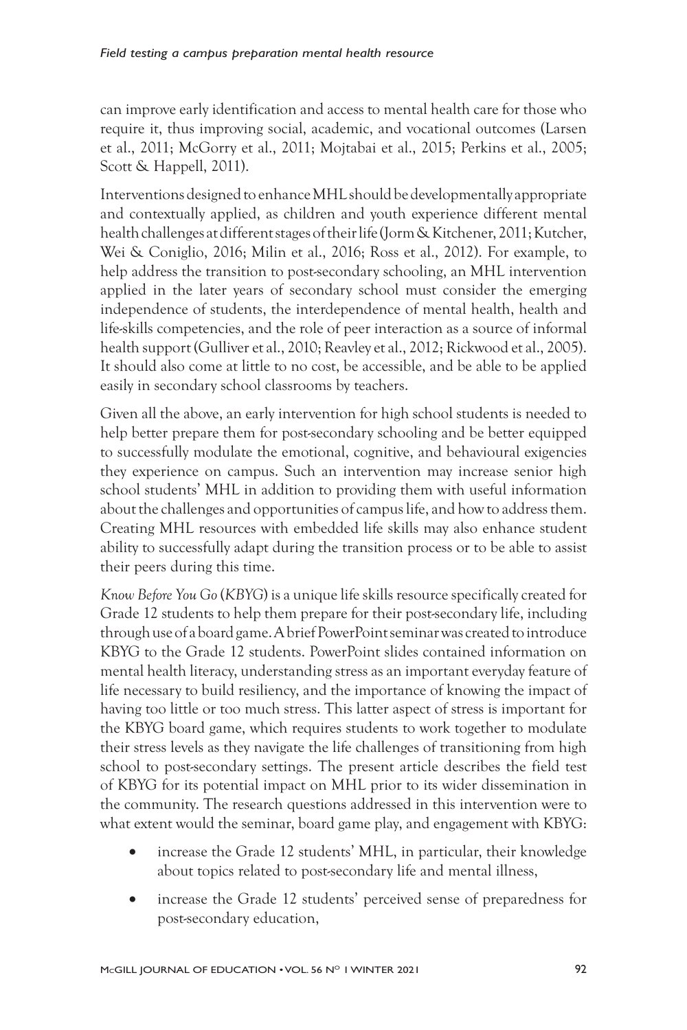can improve early identification and access to mental health care for those who require it, thus improving social, academic, and vocational outcomes (Larsen et al., 2011; McGorry et al., 2011; Mojtabai et al., 2015; Perkins et al., 2005; Scott & Happell, 2011).

Interventions designed to enhance MHL should be developmentally appropriate and contextually applied, as children and youth experience different mental health challenges at different stages of their life (Jorm & Kitchener, 2011; Kutcher, Wei & Coniglio, 2016; Milin et al., 2016; Ross et al., 2012). For example, to help address the transition to post-secondary schooling, an MHL intervention applied in the later years of secondary school must consider the emerging independence of students, the interdependence of mental health, health and life-skills competencies, and the role of peer interaction as a source of informal health support (Gulliver et al., 2010; Reavley et al., 2012; Rickwood et al., 2005). It should also come at little to no cost, be accessible, and be able to be applied easily in secondary school classrooms by teachers.

Given all the above, an early intervention for high school students is needed to help better prepare them for post-secondary schooling and be better equipped to successfully modulate the emotional, cognitive, and behavioural exigencies they experience on campus. Such an intervention may increase senior high school students' MHL in addition to providing them with useful information about the challenges and opportunities of campus life, and how to address them. Creating MHL resources with embedded life skills may also enhance student ability to successfully adapt during the transition process or to be able to assist their peers during this time.

*Know Before You Go* (*KBYG*) is a unique life skills resource specifically created for Grade 12 students to help them prepare for their post-secondary life, including through use of a board game. A brief PowerPoint seminar was created to introduce KBYG to the Grade 12 students. PowerPoint slides contained information on mental health literacy, understanding stress as an important everyday feature of life necessary to build resiliency, and the importance of knowing the impact of having too little or too much stress. This latter aspect of stress is important for the KBYG board game, which requires students to work together to modulate their stress levels as they navigate the life challenges of transitioning from high school to post-secondary settings. The present article describes the field test of KBYG for its potential impact on MHL prior to its wider dissemination in the community. The research questions addressed in this intervention were to what extent would the seminar, board game play, and engagement with KBYG:

- increase the Grade 12 students' MHL, in particular, their knowledge about topics related to post-secondary life and mental illness,
- increase the Grade 12 students' perceived sense of preparedness for post-secondary education,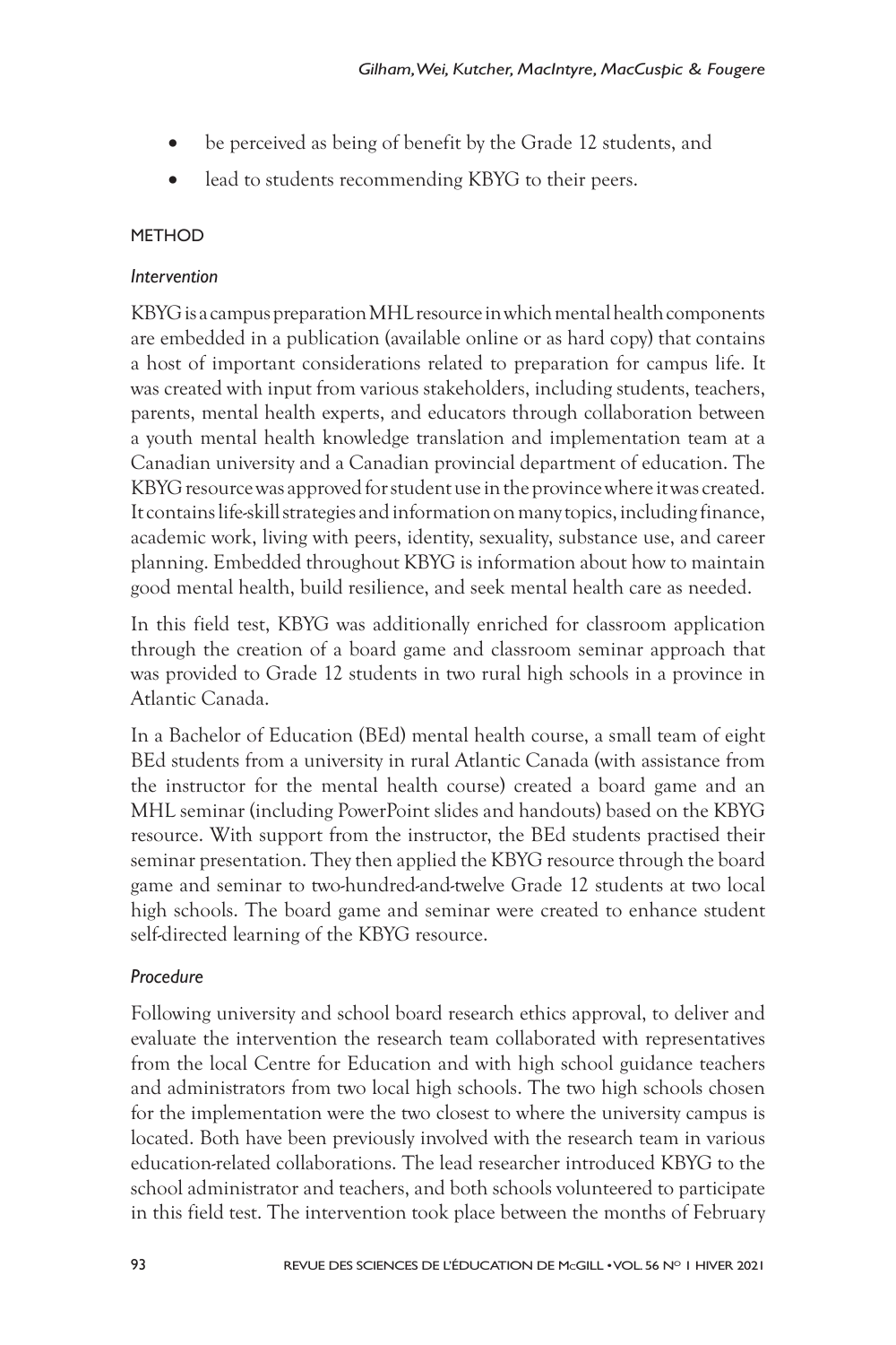- be perceived as being of benefit by the Grade 12 students, and
- lead to students recommending KBYG to their peers.

## METHOD

### *Intervention*

KBYG is a campus preparation MHL resource in which mental health components are embedded in a publication (available online or as hard copy) that contains a host of important considerations related to preparation for campus life. It was created with input from various stakeholders, including students, teachers, parents, mental health experts, and educators through collaboration between a youth mental health knowledge translation and implementation team at a Canadian university and a Canadian provincial department of education. The KBYG resource was approved for student use in the province where it was created. It contains life-skill strategies and information on many topics, including finance, academic work, living with peers, identity, sexuality, substance use, and career planning. Embedded throughout KBYG is information about how to maintain good mental health, build resilience, and seek mental health care as needed.

In this field test, KBYG was additionally enriched for classroom application through the creation of a board game and classroom seminar approach that was provided to Grade 12 students in two rural high schools in a province in Atlantic Canada.

In a Bachelor of Education (BEd) mental health course, a small team of eight BEd students from a university in rural Atlantic Canada (with assistance from the instructor for the mental health course) created a board game and an MHL seminar (including PowerPoint slides and handouts) based on the KBYG resource. With support from the instructor, the BEd students practised their seminar presentation. They then applied the KBYG resource through the board game and seminar to two-hundred-and-twelve Grade 12 students at two local high schools. The board game and seminar were created to enhance student self-directed learning of the KBYG resource.

### *Procedure*

Following university and school board research ethics approval, to deliver and evaluate the intervention the research team collaborated with representatives from the local Centre for Education and with high school guidance teachers and administrators from two local high schools. The two high schools chosen for the implementation were the two closest to where the university campus is located. Both have been previously involved with the research team in various education-related collaborations. The lead researcher introduced KBYG to the school administrator and teachers, and both schools volunteered to participate in this field test. The intervention took place between the months of February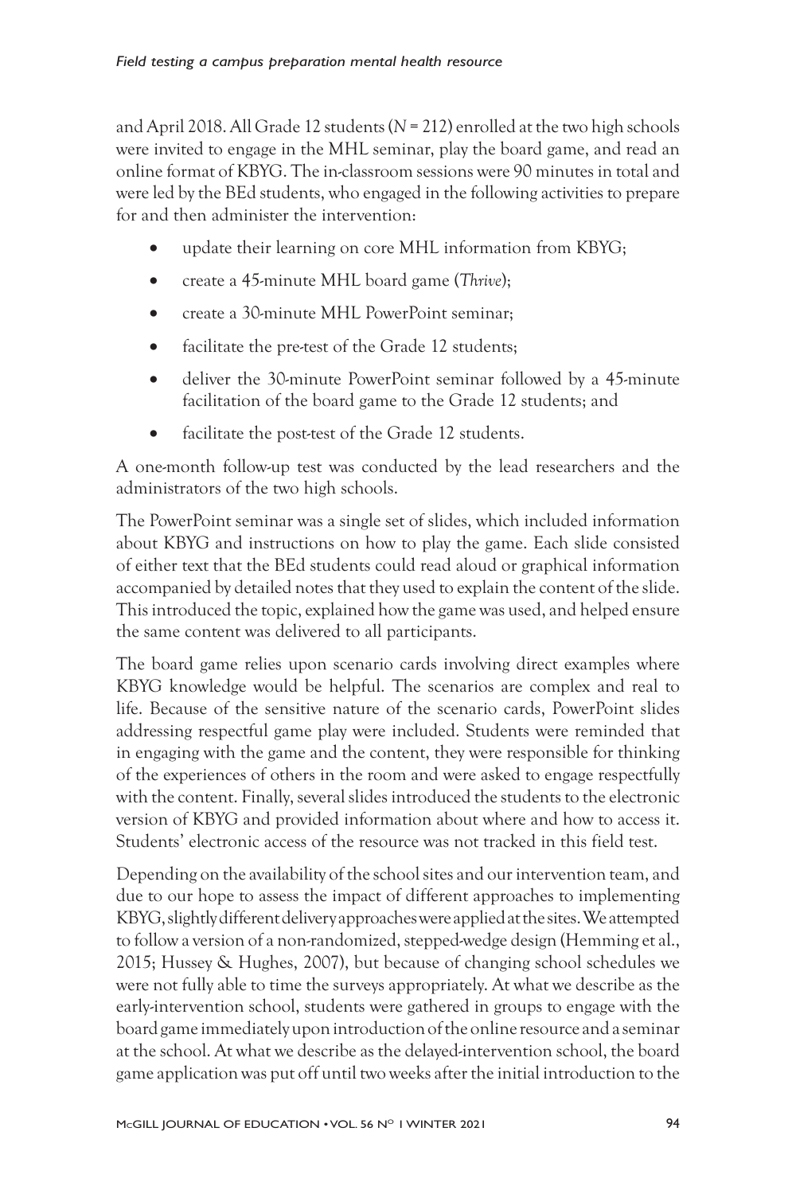and April 2018. All Grade 12 students (*N* = 212) enrolled at the two high schools were invited to engage in the MHL seminar, play the board game, and read an online format of KBYG. The in-classroom sessions were 90 minutes in total and were led by the BEd students, who engaged in the following activities to prepare for and then administer the intervention:

- update their learning on core MHL information from KBYG;
- create a 45-minute MHL board game (*Thrive*);
- create a 30-minute MHL PowerPoint seminar;
- facilitate the pre-test of the Grade 12 students;
- deliver the 30-minute PowerPoint seminar followed by a 45-minute facilitation of the board game to the Grade 12 students; and
- facilitate the post-test of the Grade 12 students.

A one-month follow-up test was conducted by the lead researchers and the administrators of the two high schools.

The PowerPoint seminar was a single set of slides, which included information about KBYG and instructions on how to play the game. Each slide consisted of either text that the BEd students could read aloud or graphical information accompanied by detailed notes that they used to explain the content of the slide. This introduced the topic, explained how the game was used, and helped ensure the same content was delivered to all participants.

The board game relies upon scenario cards involving direct examples where KBYG knowledge would be helpful. The scenarios are complex and real to life. Because of the sensitive nature of the scenario cards, PowerPoint slides addressing respectful game play were included. Students were reminded that in engaging with the game and the content, they were responsible for thinking of the experiences of others in the room and were asked to engage respectfully with the content. Finally, several slides introduced the students to the electronic version of KBYG and provided information about where and how to access it. Students' electronic access of the resource was not tracked in this field test.

Depending on the availability of the school sites and our intervention team, and due to our hope to assess the impact of different approaches to implementing KBYG, slightly different delivery approaches were applied at the sites. We attempted to follow a version of a non-randomized, stepped-wedge design (Hemming et al., 2015; Hussey & Hughes, 2007), but because of changing school schedules we were not fully able to time the surveys appropriately. At what we describe as the early-intervention school, students were gathered in groups to engage with the board game immediately upon introduction of the online resource and a seminar at the school. At what we describe as the delayed-intervention school, the board game application was put off until two weeks after the initial introduction to the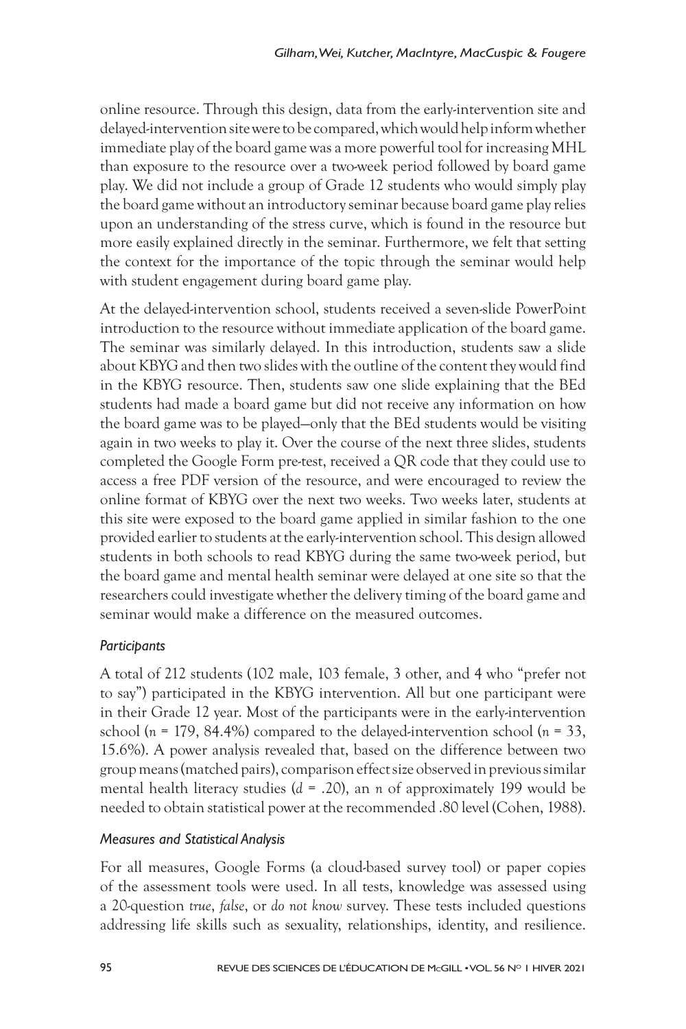online resource. Through this design, data from the early-intervention site and delayed-intervention site were to be compared, which would help inform whether immediate play of the board game was a more powerful tool for increasing MHL than exposure to the resource over a two-week period followed by board game play. We did not include a group of Grade 12 students who would simply play the board game without an introductory seminar because board game play relies upon an understanding of the stress curve, which is found in the resource but more easily explained directly in the seminar. Furthermore, we felt that setting the context for the importance of the topic through the seminar would help with student engagement during board game play.

At the delayed-intervention school, students received a seven-slide PowerPoint introduction to the resource without immediate application of the board game. The seminar was similarly delayed. In this introduction, students saw a slide about KBYG and then two slides with the outline of the content they would find in the KBYG resource. Then, students saw one slide explaining that the BEd students had made a board game but did not receive any information on how the board game was to be played—only that the BEd students would be visiting again in two weeks to play it. Over the course of the next three slides, students completed the Google Form pre-test, received a QR code that they could use to access a free PDF version of the resource, and were encouraged to review the online format of KBYG over the next two weeks. Two weeks later, students at this site were exposed to the board game applied in similar fashion to the one provided earlier to students at the early-intervention school. This design allowed students in both schools to read KBYG during the same two-week period, but the board game and mental health seminar were delayed at one site so that the researchers could investigate whether the delivery timing of the board game and seminar would make a difference on the measured outcomes.

### *Participants*

A total of 212 students (102 male, 103 female, 3 other, and 4 who "prefer not to say") participated in the KBYG intervention. All but one participant were in their Grade 12 year. Most of the participants were in the early-intervention school ($n$ = 179, 84.4%) compared to the delayed-intervention school ($n$ = 33, 15.6%). A power analysis revealed that, based on the difference between two group means (matched pairs), comparison effect size observed in previous similar mental health literacy studies ($d$ = .20), an $n$ of approximately 199 would be needed to obtain statistical power at the recommended .80 level (Cohen, 1988).

### *Measures and Statistical Analysis*

For all measures, Google Forms (a cloud-based survey tool) or paper copies of the assessment tools were used. In all tests, knowledge was assessed using a 20-question *true*, *false*, or *do not know* survey. These tests included questions addressing life skills such as sexuality, relationships, identity, and resilience.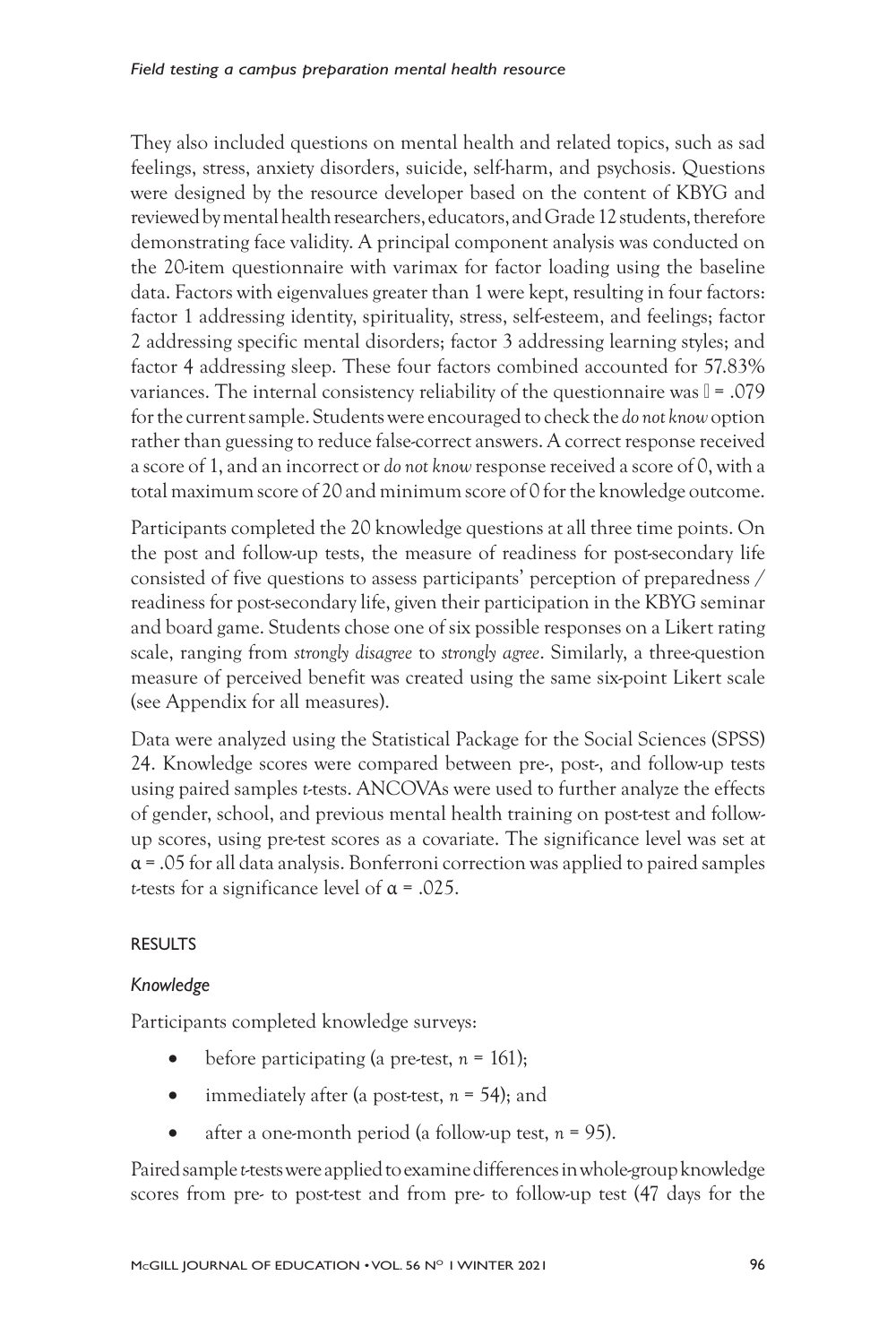They also included questions on mental health and related topics, such as sad feelings, stress, anxiety disorders, suicide, self-harm, and psychosis. Questions were designed by the resource developer based on the content of KBYG and reviewed by mental health researchers, educators, and Grade 12 students, therefore demonstrating face validity. A principal component analysis was conducted on the 20-item questionnaire with varimax for factor loading using the baseline data. Factors with eigenvalues greater than 1 were kept, resulting in four factors: factor 1 addressing identity, spirituality, stress, self-esteem, and feelings; factor 2 addressing specific mental disorders; factor 3 addressing learning styles; and factor 4 addressing sleep. These four factors combined accounted for 57.83% variances. The internal consistency reliability of the questionnaire was  = .079 for the current sample. Students were encouraged to check the *do not know* option rather than guessing to reduce false-correct answers. A correct response received a score of 1, and an incorrect or *do not know* response received a score of 0, with a total maximum score of 20 and minimum score of 0 for the knowledge outcome.

Participants completed the 20 knowledge questions at all three time points. On the post and follow-up tests, the measure of readiness for post-secondary life consisted of five questions to assess participants' perception of preparedness / readiness for post-secondary life, given their participation in the KBYG seminar and board game. Students chose one of six possible responses on a Likert rating scale, ranging from *strongly disagree* to *strongly agree*. Similarly, a three-question measure of perceived benefit was created using the same six-point Likert scale (see Appendix for all measures).

Data were analyzed using the Statistical Package for the Social Sciences (SPSS) 24. Knowledge scores were compared between pre-, post-, and follow-up tests using paired samples *t*-tests. ANCOVAs were used to further analyze the effects of gender, school, and previous mental health training on post-test and follow-up scores, using pre-test scores as a covariate. The significance level was set at $\alpha = .05$ for all data analysis. Bonferroni correction was applied to paired samples *t*-tests for a significance level of $\alpha = .025$.

## RESULTS

### *Knowledge*

Participants completed knowledge surveys:

- before participating (a pre-test, $n = 161$);
- immediately after (a post-test, $n = 54$); and
- after a one-month period (a follow-up test, $n = 95$).

Paired sample *t*-tests were applied to examine differences in whole-group knowledge scores from pre- to post-test and from pre- to follow-up test (47 days for the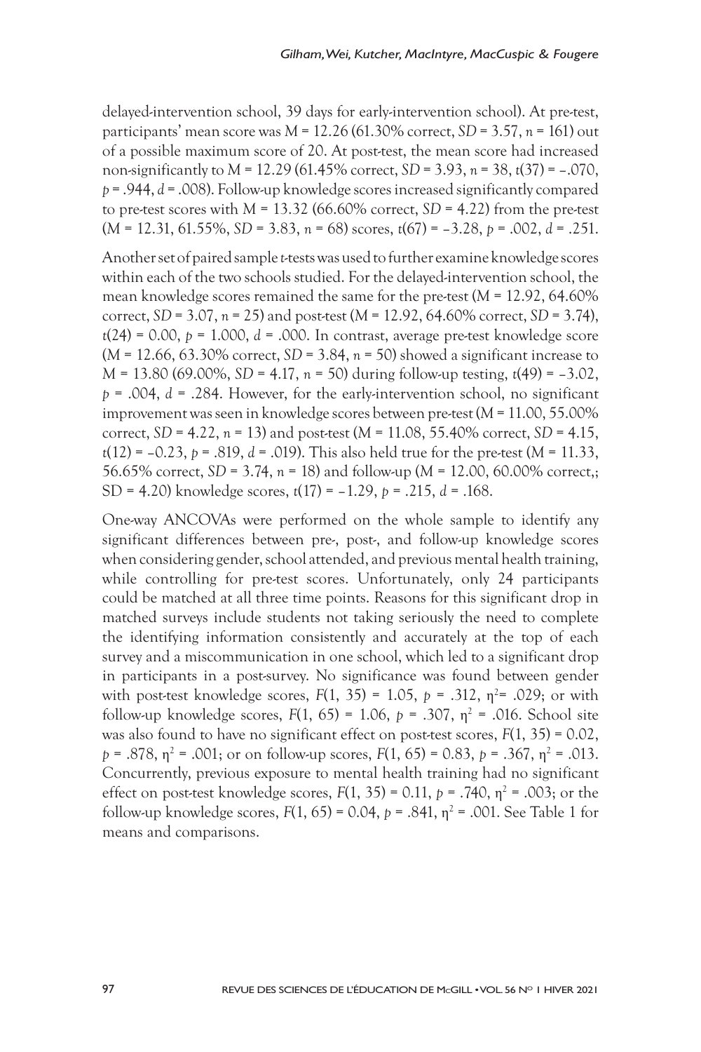delayed-intervention school, 39 days for early-intervention school). At pre-test, participants' mean score was $M = 12.26$ (61.30% correct, $SD = 3.57$, $n = 161$) out of a possible maximum score of 20. At post-test, the mean score had increased non-significantly to $M = 12.29$ (61.45% correct, $SD = 3.93$, $n = 38$, $t(37) = -.070$, $p = .944$, $d = .008$). Follow-up knowledge scores increased significantly compared to pre-test scores with $M = 13.32$ (66.60% correct, $SD = 4.22$) from the pre-test ($M = 12.31$, 61.55%, $SD = 3.83$, $n = 68$) scores, $t(67) = -3.28$, $p = .002$, $d = .251$.

Another set of paired sample *t*-tests was used to further examine knowledge scores within each of the two schools studied. For the delayed-intervention school, the mean knowledge scores remained the same for the pre-test ($M = 12.92$, 64.60% correct, $SD = 3.07$, $n = 25$) and post-test ($M = 12.92$, 64.60% correct, $SD = 3.74$), $t(24) = 0.00$, $p = 1.000$, $d = .000$. In contrast, average pre-test knowledge score ($M = 12.66$, 63.30% correct, $SD = 3.84$, $n = 50$) showed a significant increase to $M = 13.80$ (69.00%, $SD = 4.17$, $n = 50$) during follow-up testing, $t(49) = -3.02$, $p = .004$, $d = .284$. However, for the early-intervention school, no significant improvement was seen in knowledge scores between pre-test ($M = 11.00$, 55.00% correct, $SD = 4.22$, $n = 13$) and post-test ($M = 11.08$, 55.40% correct, $SD = 4.15$, $t(12) = -0.23$, $p = .819$, $d = .019$). This also held true for the pre-test ($M = 11.33$, 56.65% correct, $SD = 3.74$, $n = 18$) and follow-up ($M = 12.00$, 60.00% correct,; SD = 4.20) knowledge scores, $t(17) = -1.29$, $p = .215$, $d = .168$.

One-way ANCOVAs were performed on the whole sample to identify any significant differences between pre-, post-, and follow-up knowledge scores when considering gender, school attended, and previous mental health training, while controlling for pre-test scores. Unfortunately, only 24 participants could be matched at all three time points. Reasons for this significant drop in matched surveys include students not taking seriously the need to complete the identifying information consistently and accurately at the top of each survey and a miscommunication in one school, which led to a significant drop in participants in a post-survey. No significance was found between gender with post-test knowledge scores, $F(1, 35) = 1.05$, $p = .312$, $\eta^2 = .029$; or with follow-up knowledge scores, $F(1, 65) = 1.06$, $p = .307$, $\eta^2 = .016$. School site was also found to have no significant effect on post-test scores, $F(1, 35) = 0.02$, $p = .878$, $\eta^2 = .001$; or on follow-up scores, $F(1, 65) = 0.83$, $p = .367$, $\eta^2 = .013$. Concurrently, previous exposure to mental health training had no significant effect on post-test knowledge scores, $F(1, 35) = 0.11$, $p = .740$, $\eta^2 = .003$; or the follow-up knowledge scores, $F(1, 65) = 0.04$, $p = .841$, $\eta^2 = .001$. See Table 1 for means and comparisons.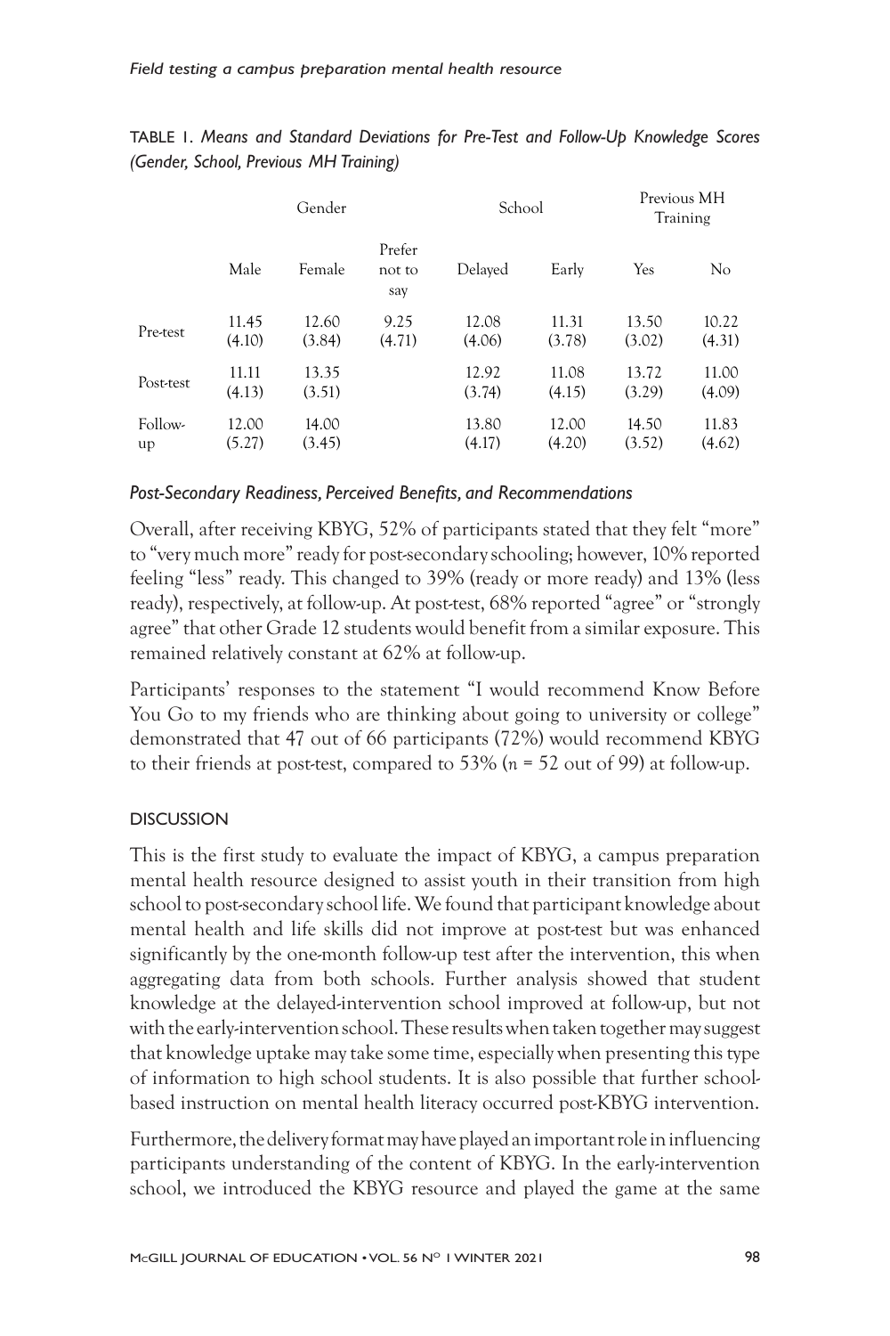TABLE 1. *Means and Standard Deviations for Pre-Test and Follow-Up Knowledge Scores (Gender, School, Previous MH Training)*

| | Gender | | | School | | Previous MH Training | |
|---|---|---|---|---|---|---|---|
| | Male | Female | Prefer not to say | Delayed | Early | Yes | No |
| Pre-test | 11.45 (4.10) | 12.60 (3.84) | 9.25 (4.71) | 12.08 (4.06) | 11.31 (3.78) | 13.50 (3.02) | 10.22 (4.31) |
| Post-test | 11.11 (4.13) | 13.35 (3.51) | | 12.92 (3.74) | 11.08 (4.15) | 13.72 (3.29) | 11.00 (4.09) |
| Follow-up | 12.00 (5.27) | 14.00 (3.45) | | 13.80 (4.17) | 12.00 (4.20) | 14.50 (3.52) | 11.83 (4.62) |

### *Post-Secondary Readiness, Perceived Benefits, and Recommendations*

Overall, after receiving KBYG, 52% of participants stated that they felt "more" to "very much more" ready for post-secondary schooling; however, 10% reported feeling "less" ready. This changed to 39% (ready or more ready) and 13% (less ready), respectively, at follow-up. At post-test, 68% reported "agree" or "strongly agree" that other Grade 12 students would benefit from a similar exposure. This remained relatively constant at 62% at follow-up.

Participants' responses to the statement "I would recommend Know Before You Go to my friends who are thinking about going to university or college" demonstrated that 47 out of 66 participants (72%) would recommend KBYG to their friends at post-test, compared to 53% ($n$ = 52 out of 99) at follow-up.

## DISCUSSION

This is the first study to evaluate the impact of KBYG, a campus preparation mental health resource designed to assist youth in their transition from high school to post-secondary school life. We found that participant knowledge about mental health and life skills did not improve at post-test but was enhanced significantly by the one-month follow-up test after the intervention, this when aggregating data from both schools. Further analysis showed that student knowledge at the delayed-intervention school improved at follow-up, but not with the early-intervention school. These results when taken together may suggest that knowledge uptake may take some time, especially when presenting this type of information to high school students. It is also possible that further school-based instruction on mental health literacy occurred post-KBYG intervention.

Furthermore, the delivery format may have played an important role in influencing participants understanding of the content of KBYG. In the early-intervention school, we introduced the KBYG resource and played the game at the same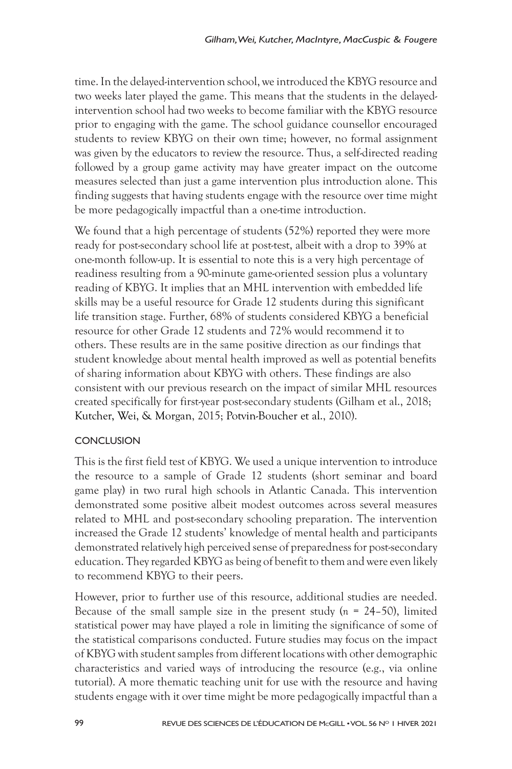time. In the delayed-intervention school, we introduced the KBYG resource and two weeks later played the game. This means that the students in the delayed-intervention school had two weeks to become familiar with the KBYG resource prior to engaging with the game. The school guidance counsellor encouraged students to review KBYG on their own time; however, no formal assignment was given by the educators to review the resource. Thus, a self-directed reading followed by a group game activity may have greater impact on the outcome measures selected than just a game intervention plus introduction alone. This finding suggests that having students engage with the resource over time might be more pedagogically impactful than a one-time introduction.

We found that a high percentage of students (52%) reported they were more ready for post-secondary school life at post-test, albeit with a drop to 39% at one-month follow-up. It is essential to note this is a very high percentage of readiness resulting from a 90-minute game-oriented session plus a voluntary reading of KBYG. It implies that an MHL intervention with embedded life skills may be a useful resource for Grade 12 students during this significant life transition stage. Further, 68% of students considered KBYG a beneficial resource for other Grade 12 students and 72% would recommend it to others. These results are in the same positive direction as our findings that student knowledge about mental health improved as well as potential benefits of sharing information about KBYG with others. These findings are also consistent with our previous research on the impact of similar MHL resources created specifically for first-year post-secondary students (Gilham et al., 2018; Kutcher, Wei, & Morgan, 2015; Potvin-Boucher et al., 2010).

## CONCLUSION

This is the first field test of KBYG. We used a unique intervention to introduce the resource to a sample of Grade 12 students (short seminar and board game play) in two rural high schools in Atlantic Canada. This intervention demonstrated some positive albeit modest outcomes across several measures related to MHL and post-secondary schooling preparation. The intervention increased the Grade 12 students' knowledge of mental health and participants demonstrated relatively high perceived sense of preparedness for post-secondary education. They regarded KBYG as being of benefit to them and were even likely to recommend KBYG to their peers.

However, prior to further use of this resource, additional studies are needed. Because of the small sample size in the present study ($n$ = 24–50), limited statistical power may have played a role in limiting the significance of some of the statistical comparisons conducted. Future studies may focus on the impact of KBYG with student samples from different locations with other demographic characteristics and varied ways of introducing the resource (e.g., via online tutorial). A more thematic teaching unit for use with the resource and having students engage with it over time might be more pedagogically impactful than a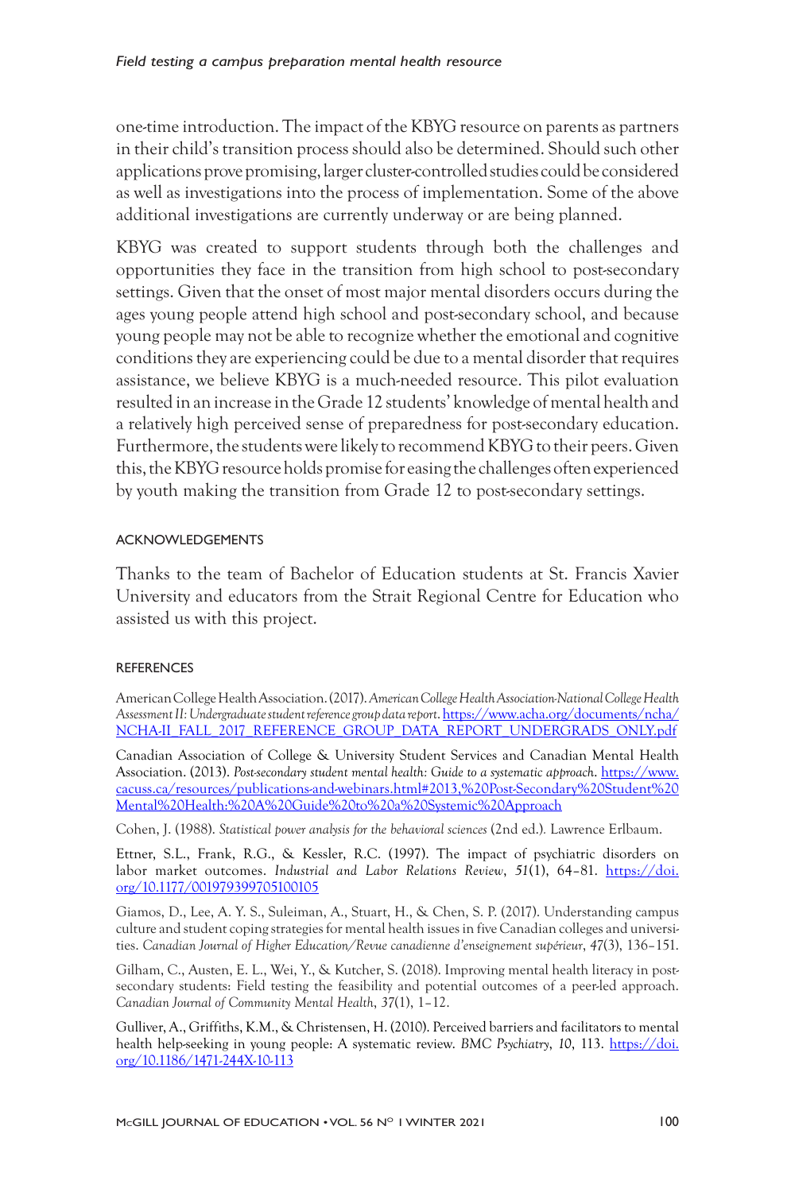one-time introduction. The impact of the KBYG resource on parents as partners in their child's transition process should also be determined. Should such other applications prove promising, larger cluster-controlled studies could be considered as well as investigations into the process of implementation. Some of the above additional investigations are currently underway or are being planned.

KBYG was created to support students through both the challenges and opportunities they face in the transition from high school to post-secondary settings. Given that the onset of most major mental disorders occurs during the ages young people attend high school and post-secondary school, and because young people may not be able to recognize whether the emotional and cognitive conditions they are experiencing could be due to a mental disorder that requires assistance, we believe KBYG is a much-needed resource. This pilot evaluation resulted in an increase in the Grade 12 students' knowledge of mental health and a relatively high perceived sense of preparedness for post-secondary education. Furthermore, the students were likely to recommend KBYG to their peers. Given this, the KBYG resource holds promise for easing the challenges often experienced by youth making the transition from Grade 12 to post-secondary settings.

## ACKNOWLEDGEMENTS

Thanks to the team of Bachelor of Education students at St. Francis Xavier University and educators from the Strait Regional Centre for Education who assisted us with this project.

## REFERENCES

American College Health Association. (2017). *American College Health Association-National College Health Assessment II: Undergraduate student reference group data report*. https://www.acha.org/documents/ncha/NCHA-II_FALL_2017_REFERENCE_GROUP_DATA_REPORT_UNDERGRADS_ONLY.pdf

Canadian Association of College & University Student Services and Canadian Mental Health Association. (2013). *Post-secondary student mental health: Guide to a systematic approach*. https://www.cacuss.ca/resources/publications-and-webinars.html#2013,%20Post-Secondary%20Student%20Mental%20Health:%20A%20Guide%20to%20a%20Systemic%20Approach

Cohen, J. (1988). *Statistical power analysis for the behavioral sciences* (2nd ed.). Lawrence Erlbaum.

Ettner, S.L., Frank, R.G., & Kessler, R.C. (1997). The impact of psychiatric disorders on labor market outcomes. *Industrial and Labor Relations Review*, *51*(1), 64–81. https://doi.org/10.1177/001979399705100105

Giamos, D., Lee, A. Y. S., Suleiman, A., Stuart, H., & Chen, S. P. (2017). Understanding campus culture and student coping strategies for mental health issues in five Canadian colleges and universities. *Canadian Journal of Higher Education/Revue canadienne d'enseignement supérieur*, *47*(3), 136–151.

Gilham, C., Austen, E. L., Wei, Y., & Kutcher, S. (2018). Improving mental health literacy in post-secondary students: Field testing the feasibility and potential outcomes of a peer-led approach. *Canadian Journal of Community Mental Health*, *37*(1), 1–12.

Gulliver, A., Griffiths, K.M., & Christensen, H. (2010). Perceived barriers and facilitators to mental health help-seeking in young people: A systematic review. *BMC Psychiatry*, *10*, 113. https://doi.org/10.1186/1471-244X-10-113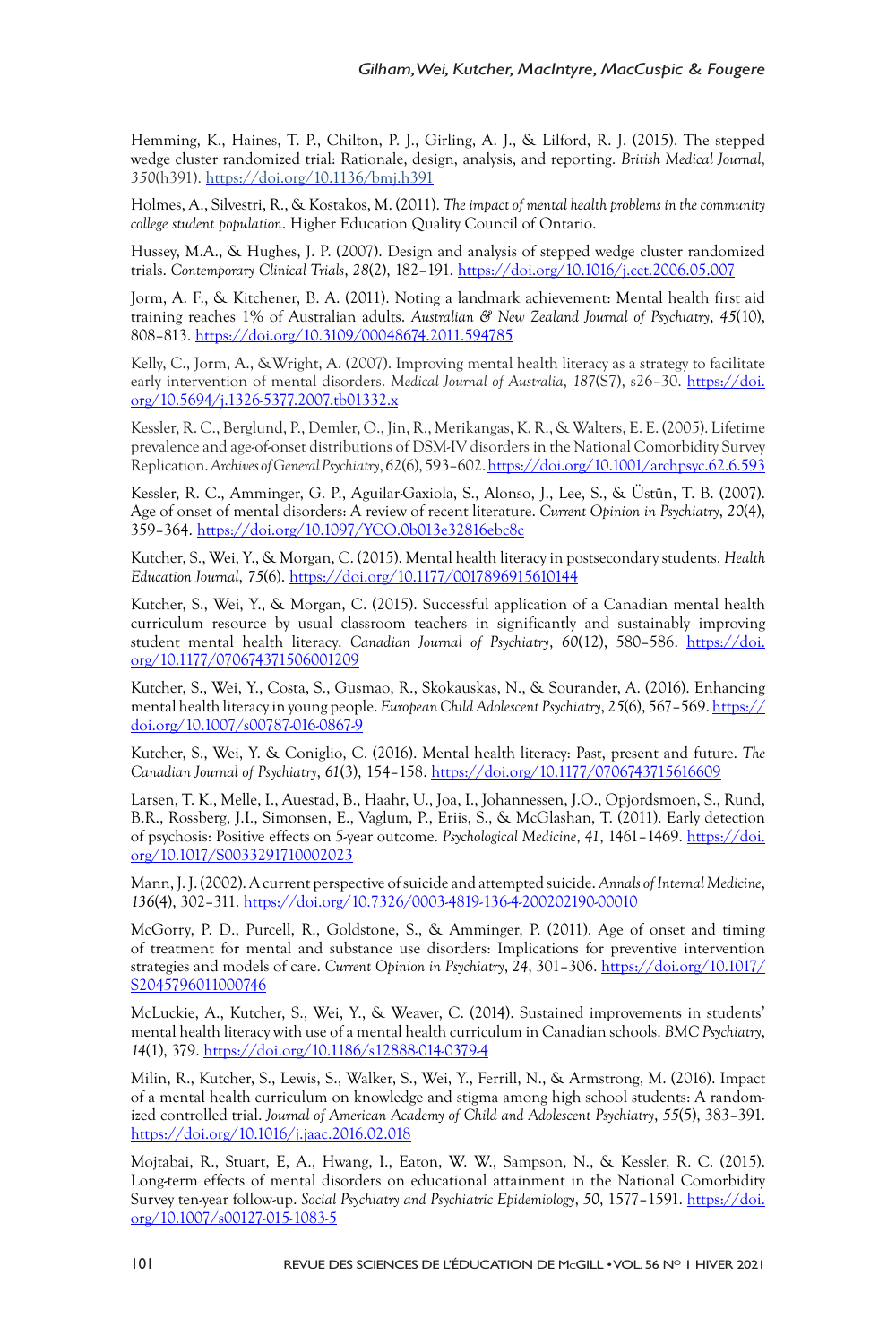Hemming, K., Haines, T. P., Chilton, P. J., Girling, A. J., & Lilford, R. J. (2015). The stepped wedge cluster randomized trial: Rationale, design, analysis, and reporting. *British Medical Journal, 350*(h391). https://doi.org/10.1136/bmj.h391

Holmes, A., Silvestri, R., & Kostakos, M. (2011). *The impact of mental health problems in the community college student population*. Higher Education Quality Council of Ontario.

Hussey, M.A., & Hughes, J. P. (2007). Design and analysis of stepped wedge cluster randomized trials. *Contemporary Clinical Trials*, *28*(2), 182–191. https://doi.org/10.1016/j.cct.2006.05.007

Jorm, A. F., & Kitchener, B. A. (2011). Noting a landmark achievement: Mental health first aid training reaches 1% of Australian adults. *Australian & New Zealand Journal of Psychiatry*, *45*(10), 808–813. https://doi.org/10.3109/00048674.2011.594785

Kelly, C., Jorm, A., & Wright, A. (2007). Improving mental health literacy as a strategy to facilitate early intervention of mental disorders. *Medical Journal of Australia*, *187*(S7), s26–30. https://doi.org/10.5694/j.1326-5377.2007.tb01332.x

Kessler, R. C., Berglund, P., Demler, O., Jin, R., Merikangas, K. R., & Walters, E. E. (2005). Lifetime prevalence and age-of-onset distributions of DSM-IV disorders in the National Comorbidity Survey Replication. *Archives of General Psychiatry*, *62*(6), 593–602. https://doi.org/10.1001/archpsyc.62.6.593

Kessler, R. C., Amminger, G. P., Aguilar-Gaxiola, S., Alonso, J., Lee, S., & Üstün, T. B. (2007). Age of onset of mental disorders: A review of recent literature. *Current Opinion in Psychiatry*, *20*(4), 359–364. https://doi.org/10.1097/YCO.0b013e32816ebc8c

Kutcher, S., Wei, Y., & Morgan, C. (2015). Mental health literacy in postsecondary students. *Health Education Journal*, *75*(6). https://doi.org/10.1177/0017896915610144

Kutcher, S., Wei, Y., & Morgan, C. (2015). Successful application of a Canadian mental health curriculum resource by usual classroom teachers in significantly and sustainably improving student mental health literacy. *Canadian Journal of Psychiatry*, *60*(12), 580–586. https://doi.org/10.1177/070674371506001209

Kutcher, S., Wei, Y., Costa, S., Gusmao, R., Skokauskas, N., & Sourander, A. (2016). Enhancing mental health literacy in young people. *European Child Adolescent Psychiatry*, *25*(6), 567–569. https://doi.org/10.1007/s00787-016-0867-9

Kutcher, S., Wei, Y. & Coniglio, C. (2016). Mental health literacy: Past, present and future. *The Canadian Journal of Psychiatry*, *61*(3), 154–158. https://doi.org/10.1177/0706743715616609

Larsen, T. K., Melle, I., Auestad, B., Haahr, U., Joa, I., Johannessen, J.O., Opjordsmoen, S., Rund, B.R., Rossberg, J.I., Simonsen, E., Vaglum, P., Eriis, S., & McGlashan, T. (2011). Early detection of psychosis: Positive effects on 5-year outcome. *Psychological Medicine*, *41*, 1461–1469. https://doi.org/10.1017/S0033291710002023

Mann, J. J. (2002). A current perspective of suicide and attempted suicide. *Annals of Internal Medicine*, *136*(4), 302–311. https://doi.org/10.7326/0003-4819-136-4-200202190-00010

McGorry, P. D., Purcell, R., Goldstone, S., & Amminger, P. (2011). Age of onset and timing of treatment for mental and substance use disorders: Implications for preventive intervention strategies and models of care. *Current Opinion in Psychiatry*, *24*, 301–306. https://doi.org/10.1017/S2045796011000746

McLuckie, A., Kutcher, S., Wei, Y., & Weaver, C. (2014). Sustained improvements in students' mental health literacy with use of a mental health curriculum in Canadian schools. *BMC Psychiatry*, *14*(1), 379. https://doi.org/10.1186/s12888-014-0379-4

Milin, R., Kutcher, S., Lewis, S., Walker, S., Wei, Y., Ferrill, N., & Armstrong, M. (2016). Impact of a mental health curriculum on knowledge and stigma among high school students: A randomized controlled trial. *Journal of American Academy of Child and Adolescent Psychiatry*, *55*(5), 383–391. https://doi.org/10.1016/j.jaac.2016.02.018

Mojtabai, R., Stuart, E, A., Hwang, I., Eaton, W. W., Sampson, N., & Kessler, R. C. (2015). Long-term effects of mental disorders on educational attainment in the National Comorbidity Survey ten-year follow-up. *Social Psychiatry and Psychiatric Epidemiology*, *50*, 1577–1591. https://doi.org/10.1007/s00127-015-1083-5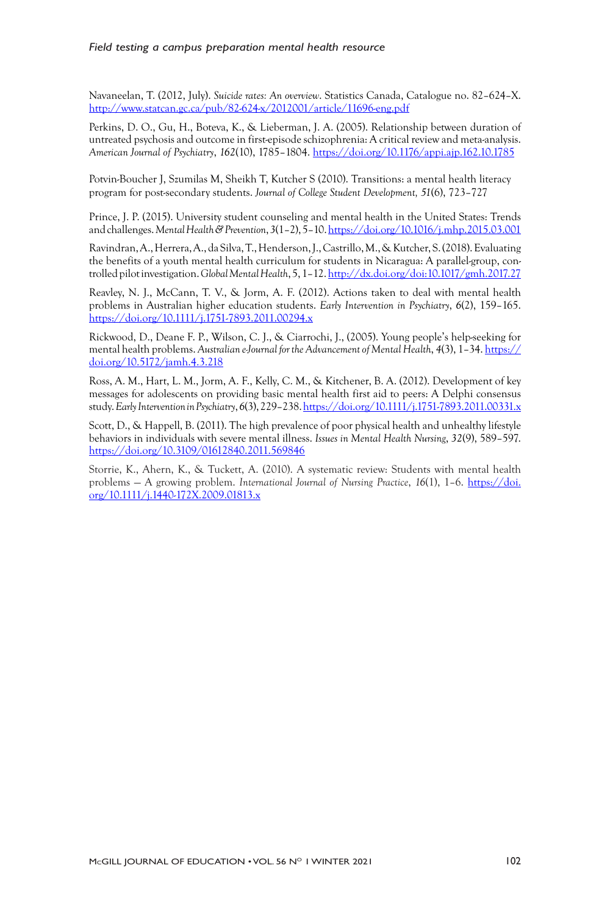Navaneelan, T. (2012, July). *Suicide rates: An overview*. Statistics Canada, Catalogue no. 82–624–X. http://www.statcan.gc.ca/pub/82-624-x/2012001/article/11696-eng.pdf

Perkins, D. O., Gu, H., Boteva, K., & Lieberman, J. A. (2005). Relationship between duration of untreated psychosis and outcome in first-episode schizophrenia: A critical review and meta-analysis. *American Journal of Psychiatry*, *162*(10), 1785–1804. https://doi.org/10.1176/appi.ajp.162.10.1785

Potvin-Boucher J, Szumilas M, Sheikh T, Kutcher S (2010). Transitions: a mental health literacy program for post-secondary students. *Journal of College Student Development, 51*(6), 723–727

Prince, J. P. (2015). University student counseling and mental health in the United States: Trends and challenges. *Mental Health & Prevention*, *3*(1–2), 5–10. https://doi.org/10.1016/j.mhp.2015.03.001

Ravindran, A., Herrera, A., da Silva, T., Henderson, J., Castrillo, M., & Kutcher, S. (2018). Evaluating the benefits of a youth mental health curriculum for students in Nicaragua: A parallel-group, controlled pilot investigation. *Global Mental Health*, 5, 1–12. http://dx.doi.org/doi:10.1017/gmh.2017.27

Reavley, N. J., McCann, T. V., & Jorm, A. F. (2012). Actions taken to deal with mental health problems in Australian higher education students. *Early Intervention in Psychiatry*, *6*(2), 159–165. https://doi.org/10.1111/j.1751-7893.2011.00294.x

Rickwood, D., Deane F. P., Wilson, C. J., & Ciarrochi, J., (2005). Young people's help-seeking for mental health problems. *Australian e-Journal for the Advancement of Mental Health*, *4*(3), 1–34. https://doi.org/10.5172/jamh.4.3.218

Ross, A. M., Hart, L. M., Jorm, A. F., Kelly, C. M., & Kitchener, B. A. (2012). Development of key messages for adolescents on providing basic mental health first aid to peers: A Delphi consensus study. *Early Intervention in Psychiatry*, *6*(3), 229–238. https://doi.org/10.1111/j.1751-7893.2011.00331.x

Scott, D., & Happell, B. (2011). The high prevalence of poor physical health and unhealthy lifestyle behaviors in individuals with severe mental illness. *Issues in Mental Health Nursing*, *32*(9), 589–597. https://doi.org/10.3109/01612840.2011.569846

Storrie, K., Ahern, K., & Tuckett, A. (2010). A systematic review: Students with mental health problems — A growing problem. *International Journal of Nursing Practice*, *16*(1), 1–6. https://doi.org/10.1111/j.1440-172X.2009.01813.x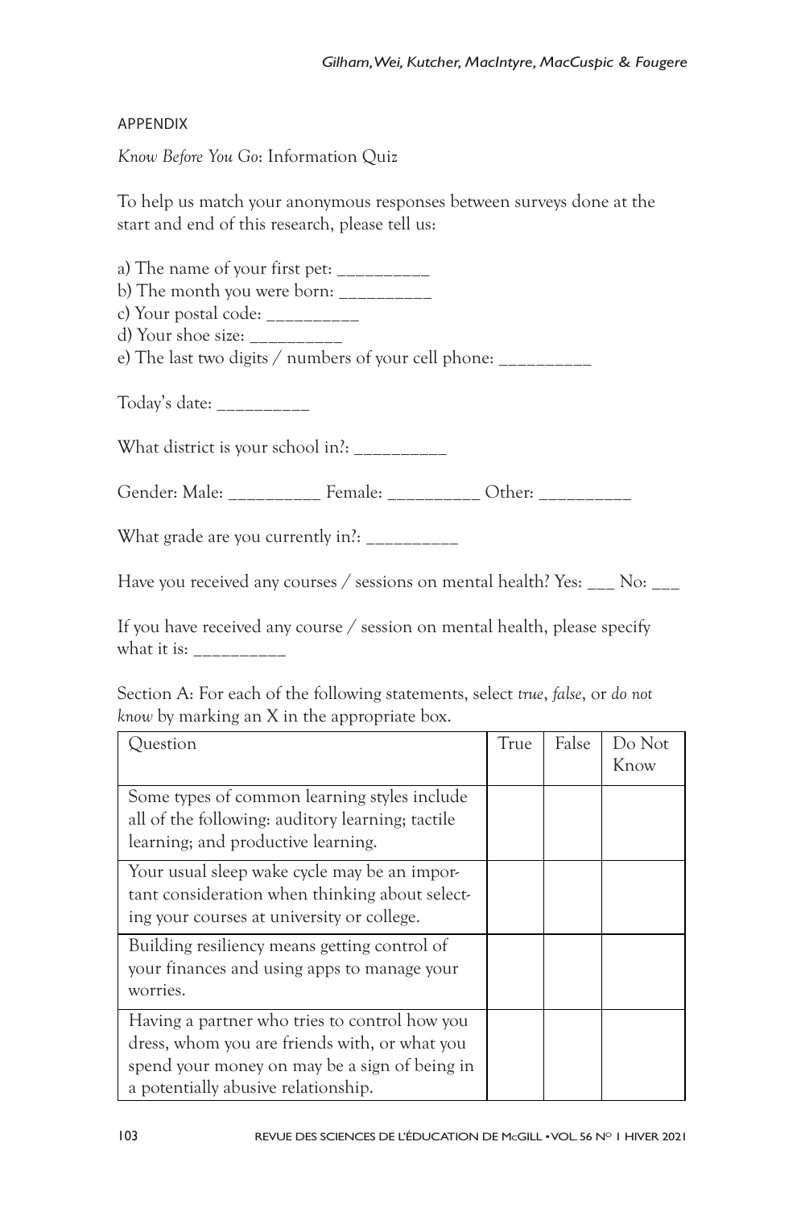## APPENDIX

*Know Before You Go*: Information Quiz

To help us match your anonymous responses between surveys done at the start and end of this research, please tell us:

a) The name of your first pet: __________
b) The month you were born: __________
c) Your postal code: __________
d) Your shoe size: __________
e) The last two digits / numbers of your cell phone: __________

Today's date: __________

What district is your school in?: __________

Gender: Male: __________ Female: __________ Other: __________

What grade are you currently in?: __________

Have you received any courses / sessions on mental health? Yes: ___ No: ___

If you have received any course / session on mental health, please specify what it is: __________

Section A: For each of the following statements, select *true*, *false*, or *do not know* by marking an X in the appropriate box.

| Question | True | False | Do Not Know |
|---|---|---|---|
| Some types of common learning styles include all of the following: auditory learning; tactile learning; and productive learning. | | | |
| Your usual sleep wake cycle may be an important consideration when thinking about selecting your courses at university or college. | | | |
| Building resiliency means getting control of your finances and using apps to manage your worries. | | | |
| Having a partner who tries to control how you dress, whom you are friends with, or what you spend your money on may be a sign of being in a potentially abusive relationship. | | | |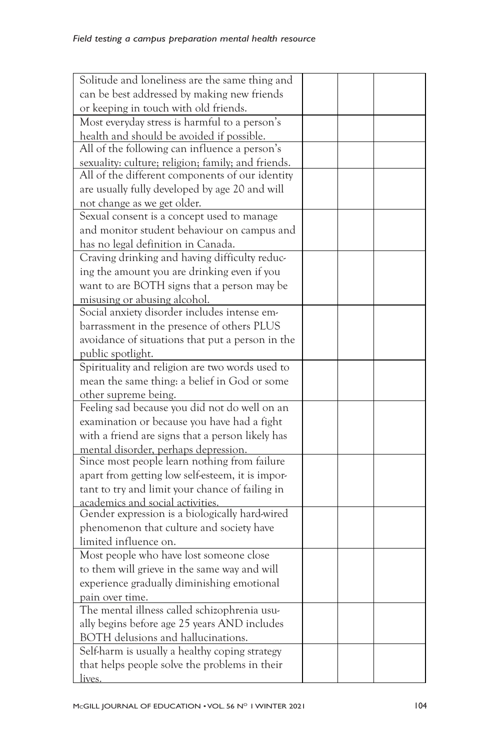| | | | |
|---|---|---|---|
| Solitude and loneliness are the same thing and can be best addressed by making new friends or keeping in touch with old friends. | | | |
| Most everyday stress is harmful to a person's health and should be avoided if possible. | | | |
| All of the following can influence a person's sexuality: culture; religion; family; and friends. | | | |
| All of the different components of our identity are usually fully developed by age 20 and will not change as we get older. | | | |
| Sexual consent is a concept used to manage and monitor student behaviour on campus and has no legal definition in Canada. | | | |
| Craving drinking and having difficulty reducing the amount you are drinking even if you want to are BOTH signs that a person may be misusing or abusing alcohol. | | | |
| Social anxiety disorder includes intense embarrassment in the presence of others PLUS avoidance of situations that put a person in the public spotlight. | | | |
| Spirituality and religion are two words used to mean the same thing: a belief in God or some other supreme being. | | | |
| Feeling sad because you did not do well on an examination or because you have had a fight with a friend are signs that a person likely has mental disorder, perhaps depression. | | | |
| Since most people learn nothing from failure apart from getting low self-esteem, it is important to try and limit your chance of failing in academics and social activities. | | | |
| Gender expression is a biologically hard-wired phenomenon that culture and society have limited influence on. | | | |
| Most people who have lost someone close to them will grieve in the same way and will experience gradually diminishing emotional pain over time. | | | |
| The mental illness called schizophrenia usually begins before age 25 years AND includes BOTH delusions and hallucinations. | | | |
| Self-harm is usually a healthy coping strategy that helps people solve the problems in their lives. | | | |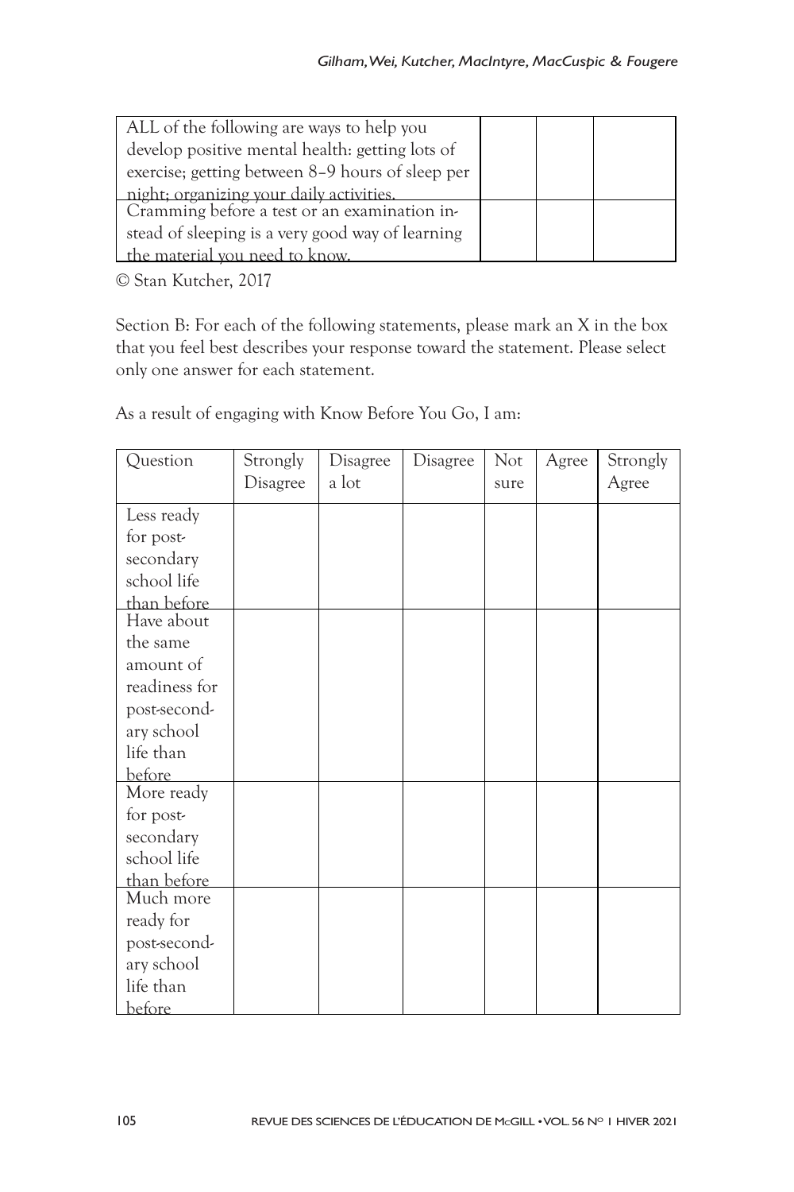| | | | |
|---|---|---|---|
| ALL of the following are ways to help you develop positive mental health: getting lots of exercise; getting between 8–9 hours of sleep per night; organizing your daily activities. | | | |
| Cramming before a test or an examination instead of sleeping is a very good way of learning the material you need to know. | | | |

© Stan Kutcher, 2017

Section B: For each of the following statements, please mark an X in the box that you feel best describes your response toward the statement. Please select only one answer for each statement.

As a result of engaging with Know Before You Go, I am:

| Question | Strongly Disagree | Disagree a lot | Disagree | Not sure | Agree | Strongly Agree |
|---|---|---|---|---|---|---|
| Less ready for post-secondary school life than before | | | | | | |
| Have about the same amount of readiness for post-secondary school life than before | | | | | | |
| More ready for post-secondary school life than before | | | | | | |
| Much more ready for post-secondary school life than before | | | | | | |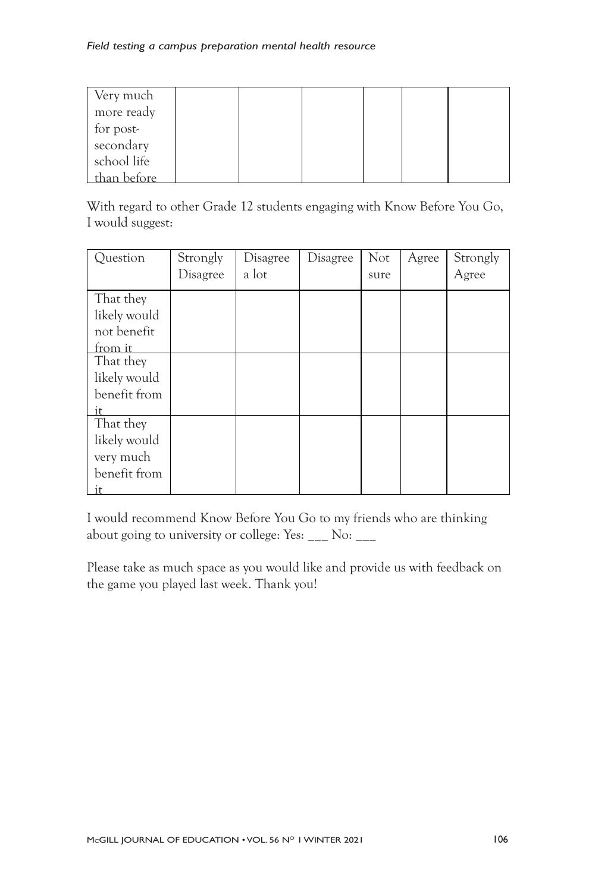| | | | | | | |
|---|---|---|---|---|---|---|
| Very much more ready for post-secondary school life than before | | | | | | |

With regard to other Grade 12 students engaging with Know Before You Go, I would suggest:

| Question | Strongly Disagree | Disagree a lot | Disagree | Not sure | Agree | Strongly Agree |
|---|---|---|---|---|---|---|
| That they likely would not benefit from it | | | | | | |
| That they likely would benefit from it | | | | | | |
| That they likely would very much benefit from it | | | | | | |

I would recommend Know Before You Go to my friends who are thinking about going to university or college: Yes: ___ No: ___

Please take as much space as you would like and provide us with feedback on the game you played last week. Thank you!